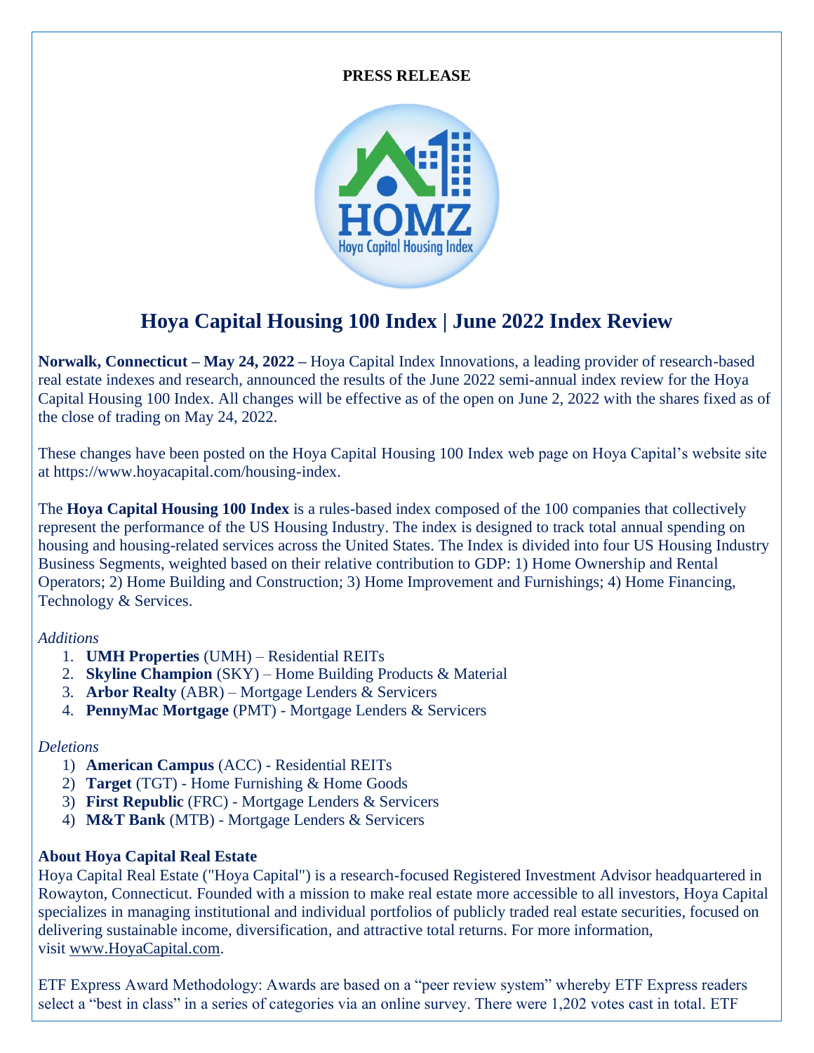**PRESS RELEASE**

# Hoya Capital Housing 100 Index | June 2022 Index Review

**Norwalk, Connecticut – May 24, 2022 –** Hoya Capital Index Innovations, a leading provider of research-based real estate indexes and research, announced the results of the June 2022 semi-annual index review for the Hoya Capital Housing 100 Index. All changes will be effective as of the open on June 2, 2022 with the shares fixed as of the close of trading on May 24, 2022.

These changes have been posted on the Hoya Capital Housing 100 Index web page on Hoya Capital's website site at https://www.hoyacapital.com/housing-index.

The **Hoya Capital Housing 100 Index** is a rules-based index composed of the 100 companies that collectively represent the performance of the US Housing Industry. The index is designed to track total annual spending on housing and housing-related services across the United States. The Index is divided into four US Housing Industry Business Segments, weighted based on their relative contribution to GDP: 1) Home Ownership and Rental Operators; 2) Home Building and Construction; 3) Home Improvement and Furnishings; 4) Home Financing, Technology & Services.

*Additions*

1. **UMH Properties** (UMH) – Residential REITs
2. **Skyline Champion** (SKY) – Home Building Products & Material
3. **Arbor Realty** (ABR) – Mortgage Lenders & Servicers
4. **PennyMac Mortgage** (PMT) - Mortgage Lenders & Servicers

*Deletions*

1) **American Campus** (ACC) - Residential REITs
2) **Target** (TGT) - Home Furnishing & Home Goods
3) **First Republic** (FRC) - Mortgage Lenders & Servicers
4) **M&T Bank** (MTB) - Mortgage Lenders & Servicers

**About Hoya Capital Real Estate**

Hoya Capital Real Estate ("Hoya Capital") is a research-focused Registered Investment Advisor headquartered in Rowayton, Connecticut. Founded with a mission to make real estate more accessible to all investors, Hoya Capital specializes in managing institutional and individual portfolios of publicly traded real estate securities, focused on delivering sustainable income, diversification, and attractive total returns. For more information, visit www.HoyaCapital.com.

ETF Express Award Methodology: Awards are based on a "peer review system" whereby ETF Express readers select a "best in class" in a series of categories via an online survey. There were 1,202 votes cast in total. ETF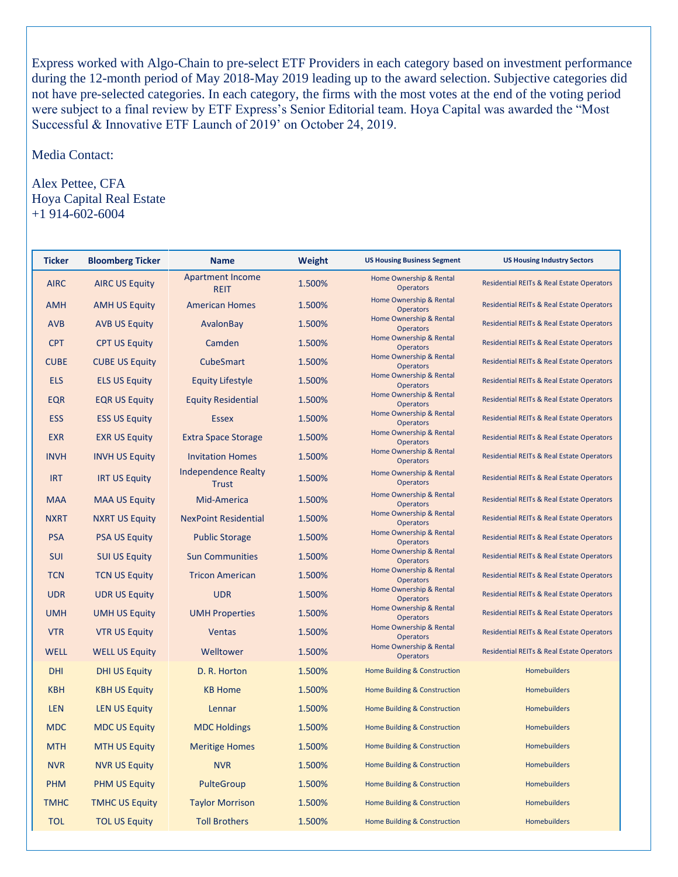Express worked with Algo-Chain to pre-select ETF Providers in each category based on investment performance during the 12-month period of May 2018-May 2019 leading up to the award selection. Subjective categories did not have pre-selected categories. In each category, the firms with the most votes at the end of the voting period were subject to a final review by ETF Express's Senior Editorial team. Hoya Capital was awarded the "Most Successful & Innovative ETF Launch of 2019' on October 24, 2019.

Media Contact:

Alex Pettee, CFA
Hoya Capital Real Estate
+1 914-602-6004

| Ticker | Bloomberg Ticker | Name | Weight | US Housing Business Segment | US Housing Industry Sectors |
|---|---|---|---|---|---|
| AIRC | AIRC US Equity | Apartment Income REIT | 1.500% | Home Ownership & Rental Operators | Residential REITs & Real Estate Operators |
| AMH | AMH US Equity | American Homes | 1.500% | Home Ownership & Rental Operators | Residential REITs & Real Estate Operators |
| AVB | AVB US Equity | AvalonBay | 1.500% | Home Ownership & Rental Operators | Residential REITs & Real Estate Operators |
| CPT | CPT US Equity | Camden | 1.500% | Home Ownership & Rental Operators | Residential REITs & Real Estate Operators |
| CUBE | CUBE US Equity | CubeSmart | 1.500% | Home Ownership & Rental Operators | Residential REITs & Real Estate Operators |
| ELS | ELS US Equity | Equity Lifestyle | 1.500% | Home Ownership & Rental Operators | Residential REITs & Real Estate Operators |
| EQR | EQR US Equity | Equity Residential | 1.500% | Home Ownership & Rental Operators | Residential REITs & Real Estate Operators |
| ESS | ESS US Equity | Essex | 1.500% | Home Ownership & Rental Operators | Residential REITs & Real Estate Operators |
| EXR | EXR US Equity | Extra Space Storage | 1.500% | Home Ownership & Rental Operators | Residential REITs & Real Estate Operators |
| INVH | INVH US Equity | Invitation Homes | 1.500% | Home Ownership & Rental Operators | Residential REITs & Real Estate Operators |
| IRT | IRT US Equity | Independence Realty Trust | 1.500% | Home Ownership & Rental Operators | Residential REITs & Real Estate Operators |
| MAA | MAA US Equity | Mid-America | 1.500% | Home Ownership & Rental Operators | Residential REITs & Real Estate Operators |
| NXRT | NXRT US Equity | NexPoint Residential | 1.500% | Home Ownership & Rental Operators | Residential REITs & Real Estate Operators |
| PSA | PSA US Equity | Public Storage | 1.500% | Home Ownership & Rental Operators | Residential REITs & Real Estate Operators |
| SUI | SUI US Equity | Sun Communities | 1.500% | Home Ownership & Rental Operators | Residential REITs & Real Estate Operators |
| TCN | TCN US Equity | Tricon American | 1.500% | Home Ownership & Rental Operators | Residential REITs & Real Estate Operators |
| UDR | UDR US Equity | UDR | 1.500% | Home Ownership & Rental Operators | Residential REITs & Real Estate Operators |
| UMH | UMH US Equity | UMH Properties | 1.500% | Home Ownership & Rental Operators | Residential REITs & Real Estate Operators |
| VTR | VTR US Equity | Ventas | 1.500% | Home Ownership & Rental Operators | Residential REITs & Real Estate Operators |
| WELL | WELL US Equity | Welltower | 1.500% | Home Ownership & Rental Operators | Residential REITs & Real Estate Operators |
| DHI | DHI US Equity | D. R. Horton | 1.500% | Home Building & Construction | Homebuilders |
| KBH | KBH US Equity | KB Home | 1.500% | Home Building & Construction | Homebuilders |
| LEN | LEN US Equity | Lennar | 1.500% | Home Building & Construction | Homebuilders |
| MDC | MDC US Equity | MDC Holdings | 1.500% | Home Building & Construction | Homebuilders |
| MTH | MTH US Equity | Meritige Homes | 1.500% | Home Building & Construction | Homebuilders |
| NVR | NVR US Equity | NVR | 1.500% | Home Building & Construction | Homebuilders |
| PHM | PHM US Equity | PulteGroup | 1.500% | Home Building & Construction | Homebuilders |
| TMHC | TMHC US Equity | Taylor Morrison | 1.500% | Home Building & Construction | Homebuilders |
| TOL | TOL US Equity | Toll Brothers | 1.500% | Home Building & Construction | Homebuilders |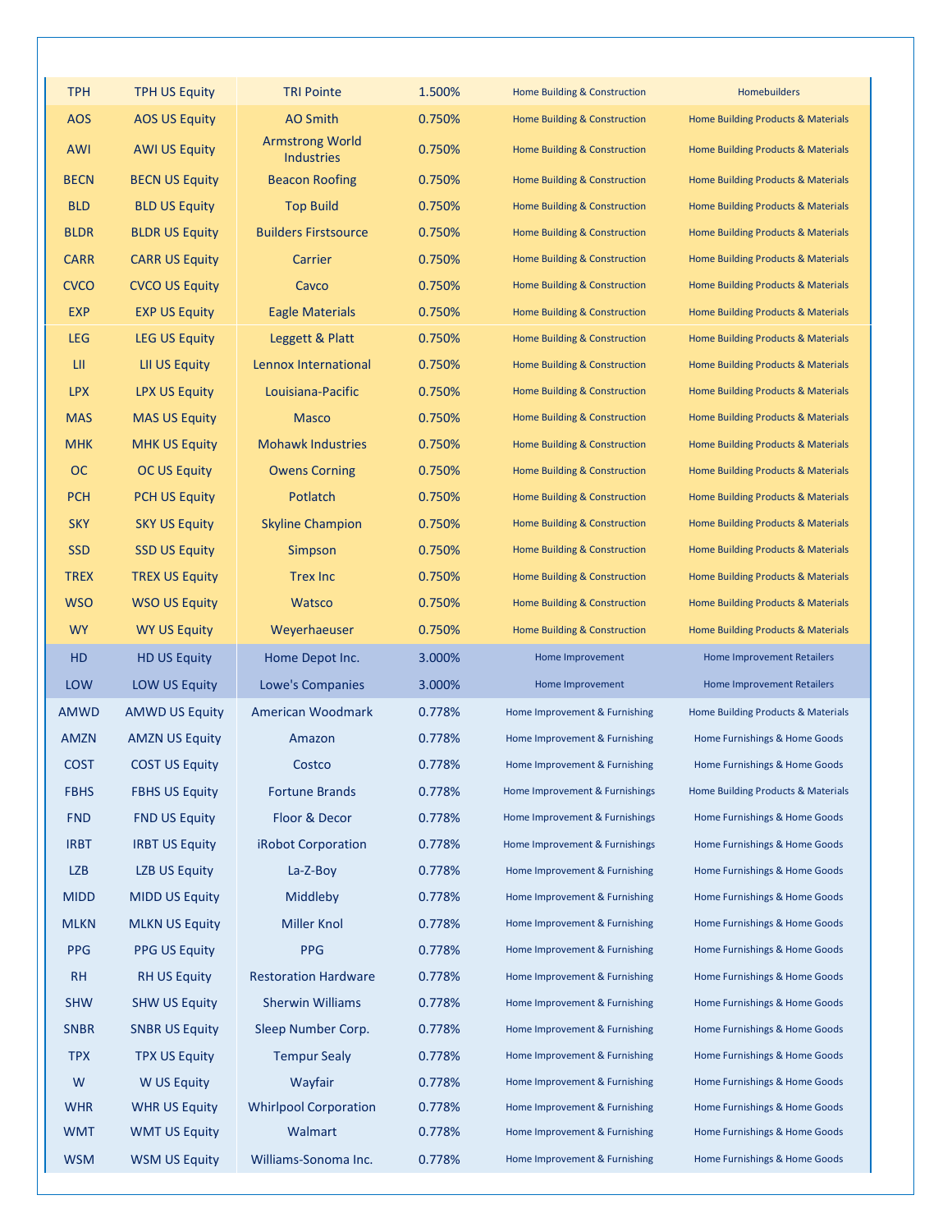| TPH | TPH US Equity | TRI Pointe | 1.500% | Home Building & Construction | Homebuilders |
|---|---|---|---|---|---|
| AOS | AOS US Equity | AO Smith | 0.750% | Home Building & Construction | Home Building Products & Materials |
| AWI | AWI US Equity | Armstrong World Industries | 0.750% | Home Building & Construction | Home Building Products & Materials |
| BECN | BECN US Equity | Beacon Roofing | 0.750% | Home Building & Construction | Home Building Products & Materials |
| BLD | BLD US Equity | Top Build | 0.750% | Home Building & Construction | Home Building Products & Materials |
| BLDR | BLDR US Equity | Builders Firstsource | 0.750% | Home Building & Construction | Home Building Products & Materials |
| CARR | CARR US Equity | Carrier | 0.750% | Home Building & Construction | Home Building Products & Materials |
| CVCO | CVCO US Equity | Cavco | 0.750% | Home Building & Construction | Home Building Products & Materials |
| EXP | EXP US Equity | Eagle Materials | 0.750% | Home Building & Construction | Home Building Products & Materials |
| LEG | LEG US Equity | Leggett & Platt | 0.750% | Home Building & Construction | Home Building Products & Materials |
| LII | LII US Equity | Lennox International | 0.750% | Home Building & Construction | Home Building Products & Materials |
| LPX | LPX US Equity | Louisiana-Pacific | 0.750% | Home Building & Construction | Home Building Products & Materials |
| MAS | MAS US Equity | Masco | 0.750% | Home Building & Construction | Home Building Products & Materials |
| MHK | MHK US Equity | Mohawk Industries | 0.750% | Home Building & Construction | Home Building Products & Materials |
| OC | OC US Equity | Owens Corning | 0.750% | Home Building & Construction | Home Building Products & Materials |
| PCH | PCH US Equity | Potlatch | 0.750% | Home Building & Construction | Home Building Products & Materials |
| SKY | SKY US Equity | Skyline Champion | 0.750% | Home Building & Construction | Home Building Products & Materials |
| SSD | SSD US Equity | Simpson | 0.750% | Home Building & Construction | Home Building Products & Materials |
| TREX | TREX US Equity | Trex Inc | 0.750% | Home Building & Construction | Home Building Products & Materials |
| WSO | WSO US Equity | Watsco | 0.750% | Home Building & Construction | Home Building Products & Materials |
| WY | WY US Equity | Weyerhaeuser | 0.750% | Home Building & Construction | Home Building Products & Materials |
| HD | HD US Equity | Home Depot Inc. | 3.000% | Home Improvement | Home Improvement Retailers |
| LOW | LOW US Equity | Lowe's Companies | 3.000% | Home Improvement | Home Improvement Retailers |
| AMWD | AMWD US Equity | American Woodmark | 0.778% | Home Improvement & Furnishing | Home Building Products & Materials |
| AMZN | AMZN US Equity | Amazon | 0.778% | Home Improvement & Furnishing | Home Furnishings & Home Goods |
| COST | COST US Equity | Costco | 0.778% | Home Improvement & Furnishing | Home Furnishings & Home Goods |
| FBHS | FBHS US Equity | Fortune Brands | 0.778% | Home Improvement & Furnishings | Home Building Products & Materials |
| FND | FND US Equity | Floor & Decor | 0.778% | Home Improvement & Furnishings | Home Furnishings & Home Goods |
| IRBT | IRBT US Equity | iRobot Corporation | 0.778% | Home Improvement & Furnishings | Home Furnishings & Home Goods |
| LZB | LZB US Equity | La-Z-Boy | 0.778% | Home Improvement & Furnishing | Home Furnishings & Home Goods |
| MIDD | MIDD US Equity | Middleby | 0.778% | Home Improvement & Furnishing | Home Furnishings & Home Goods |
| MLKN | MLKN US Equity | Miller Knol | 0.778% | Home Improvement & Furnishing | Home Furnishings & Home Goods |
| PPG | PPG US Equity | PPG | 0.778% | Home Improvement & Furnishing | Home Furnishings & Home Goods |
| RH | RH US Equity | Restoration Hardware | 0.778% | Home Improvement & Furnishing | Home Furnishings & Home Goods |
| SHW | SHW US Equity | Sherwin Williams | 0.778% | Home Improvement & Furnishing | Home Furnishings & Home Goods |
| SNBR | SNBR US Equity | Sleep Number Corp. | 0.778% | Home Improvement & Furnishing | Home Furnishings & Home Goods |
| TPX | TPX US Equity | Tempur Sealy | 0.778% | Home Improvement & Furnishing | Home Furnishings & Home Goods |
| W | W US Equity | Wayfair | 0.778% | Home Improvement & Furnishing | Home Furnishings & Home Goods |
| WHR | WHR US Equity | Whirlpool Corporation | 0.778% | Home Improvement & Furnishing | Home Furnishings & Home Goods |
| WMT | WMT US Equity | Walmart | 0.778% | Home Improvement & Furnishing | Home Furnishings & Home Goods |
| WSM | WSM US Equity | Williams-Sonoma Inc. | 0.778% | Home Improvement & Furnishing | Home Furnishings & Home Goods |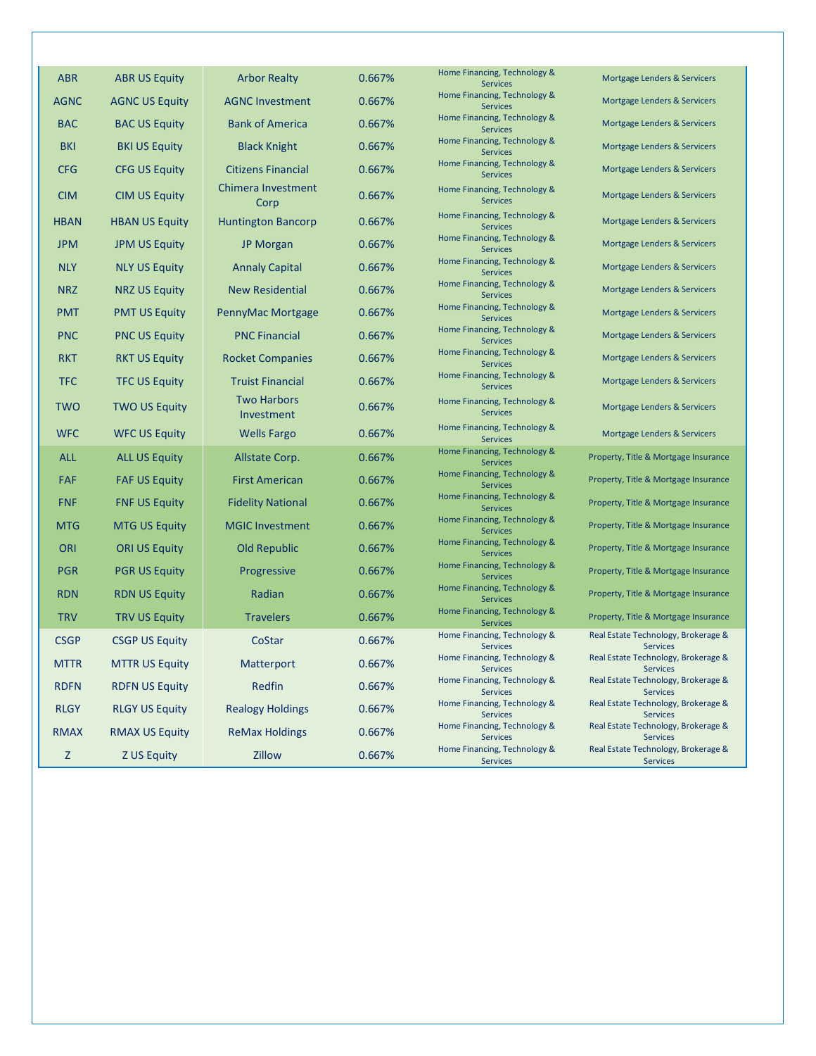| | | | | | |
|---|---|---|---|---|---|
| ABR | ABR US Equity | Arbor Realty | 0.667% | Home Financing, Technology & Services | Mortgage Lenders & Servicers |
| AGNC | AGNC US Equity | AGNC Investment | 0.667% | Home Financing, Technology & Services | Mortgage Lenders & Servicers |
| BAC | BAC US Equity | Bank of America | 0.667% | Home Financing, Technology & Services | Mortgage Lenders & Servicers |
| BKI | BKI US Equity | Black Knight | 0.667% | Home Financing, Technology & Services | Mortgage Lenders & Servicers |
| CFG | CFG US Equity | Citizens Financial | 0.667% | Home Financing, Technology & Services | Mortgage Lenders & Servicers |
| CIM | CIM US Equity | Chimera Investment Corp | 0.667% | Home Financing, Technology & Services | Mortgage Lenders & Servicers |
| HBAN | HBAN US Equity | Huntington Bancorp | 0.667% | Home Financing, Technology & Services | Mortgage Lenders & Servicers |
| JPM | JPM US Equity | JP Morgan | 0.667% | Home Financing, Technology & Services | Mortgage Lenders & Servicers |
| NLY | NLY US Equity | Annaly Capital | 0.667% | Home Financing, Technology & Services | Mortgage Lenders & Servicers |
| NRZ | NRZ US Equity | New Residential | 0.667% | Home Financing, Technology & Services | Mortgage Lenders & Servicers |
| PMT | PMT US Equity | PennyMac Mortgage | 0.667% | Home Financing, Technology & Services | Mortgage Lenders & Servicers |
| PNC | PNC US Equity | PNC Financial | 0.667% | Home Financing, Technology & Services | Mortgage Lenders & Servicers |
| RKT | RKT US Equity | Rocket Companies | 0.667% | Home Financing, Technology & Services | Mortgage Lenders & Servicers |
| TFC | TFC US Equity | Truist Financial | 0.667% | Home Financing, Technology & Services | Mortgage Lenders & Servicers |
| TWO | TWO US Equity | Two Harbors Investment | 0.667% | Home Financing, Technology & Services | Mortgage Lenders & Servicers |
| WFC | WFC US Equity | Wells Fargo | 0.667% | Home Financing, Technology & Services | Mortgage Lenders & Servicers |
| ALL | ALL US Equity | Allstate Corp. | 0.667% | Home Financing, Technology & Services | Property, Title & Mortgage Insurance |
| FAF | FAF US Equity | First American | 0.667% | Home Financing, Technology & Services | Property, Title & Mortgage Insurance |
| FNF | FNF US Equity | Fidelity National | 0.667% | Home Financing, Technology & Services | Property, Title & Mortgage Insurance |
| MTG | MTG US Equity | MGIC Investment | 0.667% | Home Financing, Technology & Services | Property, Title & Mortgage Insurance |
| ORI | ORI US Equity | Old Republic | 0.667% | Home Financing, Technology & Services | Property, Title & Mortgage Insurance |
| PGR | PGR US Equity | Progressive | 0.667% | Home Financing, Technology & Services | Property, Title & Mortgage Insurance |
| RDN | RDN US Equity | Radian | 0.667% | Home Financing, Technology & Services | Property, Title & Mortgage Insurance |
| TRV | TRV US Equity | Travelers | 0.667% | Home Financing, Technology & Services | Property, Title & Mortgage Insurance |
| CSGP | CSGP US Equity | CoStar | 0.667% | Home Financing, Technology & Services | Real Estate Technology, Brokerage & Services |
| MTTR | MTTR US Equity | Matterport | 0.667% | Home Financing, Technology & Services | Real Estate Technology, Brokerage & Services |
| RDFN | RDFN US Equity | Redfin | 0.667% | Home Financing, Technology & Services | Real Estate Technology, Brokerage & Services |
| RLGY | RLGY US Equity | Realogy Holdings | 0.667% | Home Financing, Technology & Services | Real Estate Technology, Brokerage & Services |
| RMAX | RMAX US Equity | ReMax Holdings | 0.667% | Home Financing, Technology & Services | Real Estate Technology, Brokerage & Services |
| Z | Z US Equity | Zillow | 0.667% | Home Financing, Technology & Services | Real Estate Technology, Brokerage & Services |